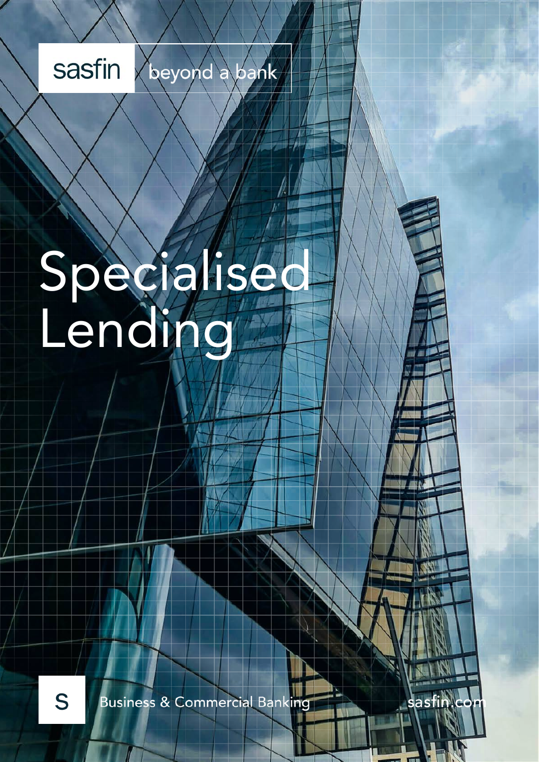sasfin | beyond a bank

# Specialised Lending

S

Business & Commercial Banking

sasfin.com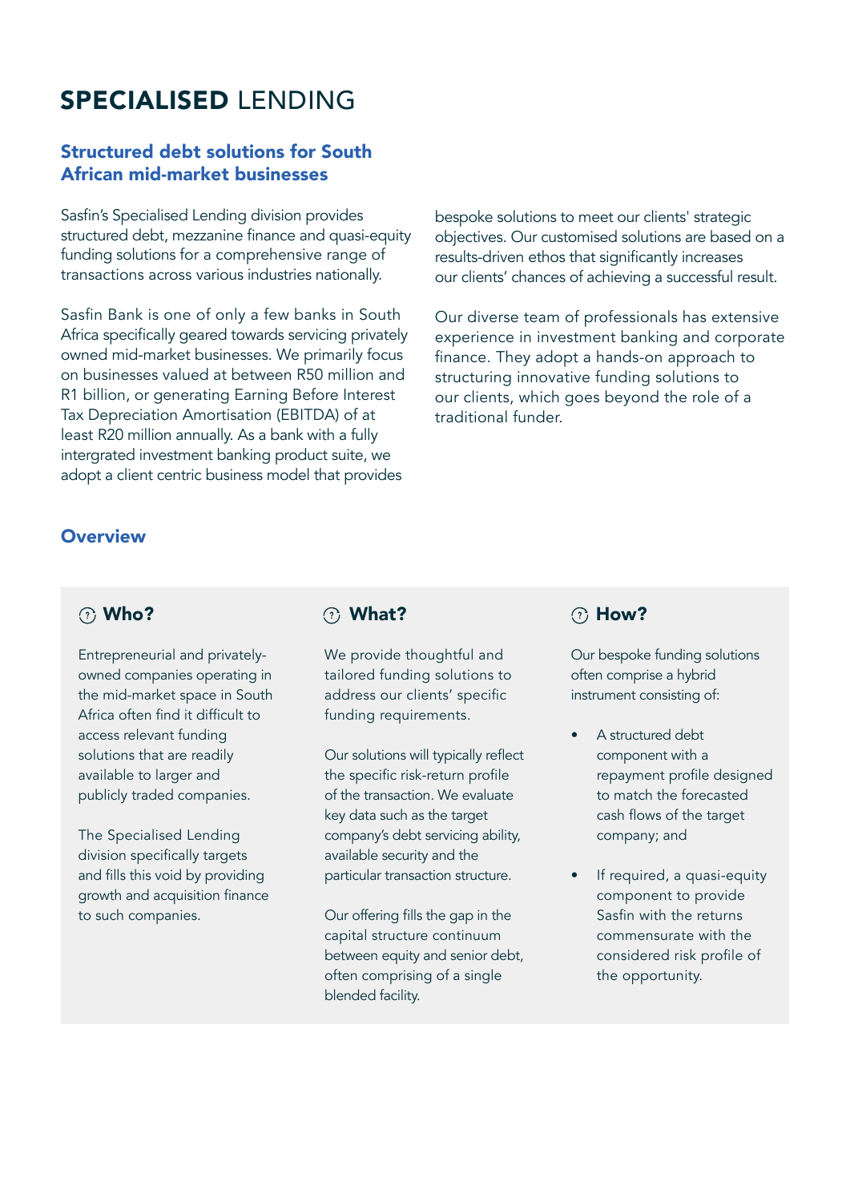# SPECIALISED LENDING

## Structured debt solutions for South African mid-market businesses

Sasfin's Specialised Lending division provides structured debt, mezzanine finance and quasi-equity funding solutions for a comprehensive range of transactions across various industries nationally.

Sasfin Bank is one of only a few banks in South Africa specifically geared towards servicing privately owned mid-market businesses. We primarily focus on businesses valued at between R50 million and R1 billion, or generating Earning Before Interest Tax Depreciation Amortisation (EBITDA) of at least R20 million annually. As a bank with a fully intergrated investment banking product suite, we adopt a client centric business model that provides bespoke solutions to meet our clients' strategic objectives. Our customised solutions are based on a results-driven ethos that significantly increases our clients' chances of achieving a successful result.

Our diverse team of professionals has extensive experience in investment banking and corporate finance. They adopt a hands-on approach to structuring innovative funding solutions to our clients, which goes beyond the role of a traditional funder.

## Overview

### Who?

Entrepreneurial and privately-owned companies operating in the mid-market space in South Africa often find it difficult to access relevant funding solutions that are readily available to larger and publicly traded companies.

The Specialised Lending division specifically targets and fills this void by providing growth and acquisition finance to such companies.

### What?

We provide thoughtful and tailored funding solutions to address our clients' specific funding requirements.

Our solutions will typically reflect the specific risk-return profile of the transaction. We evaluate key data such as the target company's debt servicing ability, available security and the particular transaction structure.

Our offering fills the gap in the capital structure continuum between equity and senior debt, often comprising of a single blended facility.

### How?

Our bespoke funding solutions often comprise a hybrid instrument consisting of:

- A structured debt component with a repayment profile designed to match the forecasted cash flows of the target company; and
- If required, a quasi-equity component to provide Sasfin with the returns commensurate with the considered risk profile of the opportunity.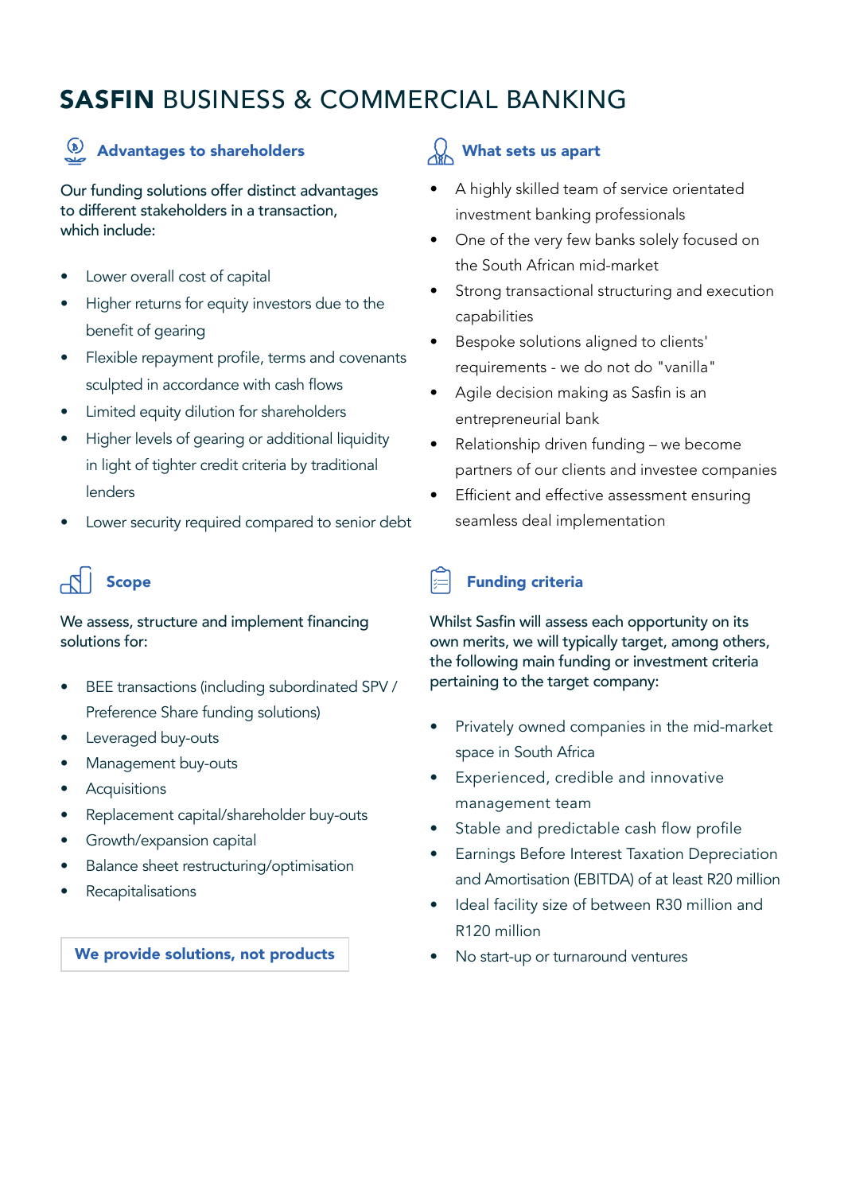# **SASFIN** BUSINESS & COMMERCIAL BANKING

## Advantages to shareholders

Our funding solutions offer distinct advantages to different stakeholders in a transaction, which include:

- Lower overall cost of capital
- Higher returns for equity investors due to the benefit of gearing
- Flexible repayment profile, terms and covenants sculpted in accordance with cash flows
- Limited equity dilution for shareholders
- Higher levels of gearing or additional liquidity in light of tighter credit criteria by traditional lenders
- Lower security required compared to senior debt

## What sets us apart

- A highly skilled team of service orientated investment banking professionals
- One of the very few banks solely focused on the South African mid-market
- Strong transactional structuring and execution capabilities
- Bespoke solutions aligned to clients' requirements - we do not do "vanilla"
- Agile decision making as Sasfin is an entrepreneurial bank
- Relationship driven funding – we become partners of our clients and investee companies
- Efficient and effective assessment ensuring seamless deal implementation

## Scope

We assess, structure and implement financing solutions for:

- BEE transactions (including subordinated SPV / Preference Share funding solutions)
- Leveraged buy-outs
- Management buy-outs
- Acquisitions
- Replacement capital/shareholder buy-outs
- Growth/expansion capital
- Balance sheet restructuring/optimisation
- Recapitalisations

**We provide solutions, not products**

## Funding criteria

Whilst Sasfin will assess each opportunity on its own merits, we will typically target, among others, the following main funding or investment criteria pertaining to the target company:

- Privately owned companies in the mid-market space in South Africa
- Experienced, credible and innovative management team
- Stable and predictable cash flow profile
- Earnings Before Interest Taxation Depreciation and Amortisation (EBITDA) of at least R20 million
- Ideal facility size of between R30 million and R120 million
- No start-up or turnaround ventures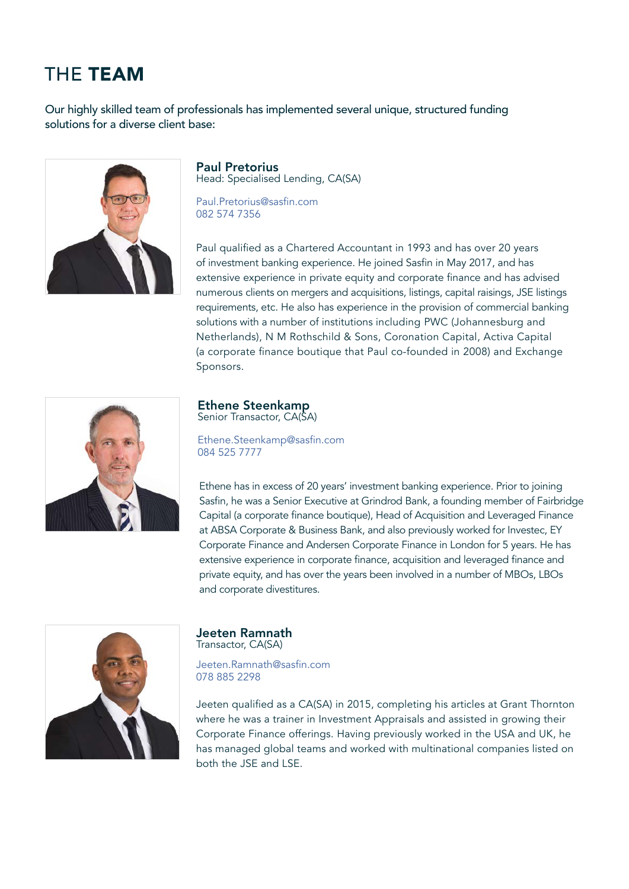# THE **TEAM**

Our highly skilled team of professionals has implemented several unique, structured funding solutions for a diverse client base:

## Paul Pretorius

Head: Specialised Lending, CA(SA)

Paul.Pretorius@sasfin.com
082 574 7356

Paul qualified as a Chartered Accountant in 1993 and has over 20 years of investment banking experience. He joined Sasfin in May 2017, and has extensive experience in private equity and corporate finance and has advised numerous clients on mergers and acquisitions, listings, capital raisings, JSE listings requirements, etc. He also has experience in the provision of commercial banking solutions with a number of institutions including PWC (Johannesburg and Netherlands), N M Rothschild & Sons, Coronation Capital, Activa Capital (a corporate finance boutique that Paul co-founded in 2008) and Exchange Sponsors.

## Ethene Steenkamp

Senior Transactor, CA(SA)

Ethene.Steenkamp@sasfin.com
084 525 7777

Ethene has in excess of 20 years' investment banking experience. Prior to joining Sasfin, he was a Senior Executive at Grindrod Bank, a founding member of Fairbridge Capital (a corporate finance boutique), Head of Acquisition and Leveraged Finance at ABSA Corporate & Business Bank, and also previously worked for Investec, EY Corporate Finance and Andersen Corporate Finance in London for 5 years. He has extensive experience in corporate finance, acquisition and leveraged finance and private equity, and has over the years been involved in a number of MBOs, LBOs and corporate divestitures.

## Jeeten Ramnath

Transactor, CA(SA)

Jeeten.Ramnath@sasfin.com
078 885 2298

Jeeten qualified as a CA(SA) in 2015, completing his articles at Grant Thornton where he was a trainer in Investment Appraisals and assisted in growing their Corporate Finance offerings. Having previously worked in the USA and UK, he has managed global teams and worked with multinational companies listed on both the JSE and LSE.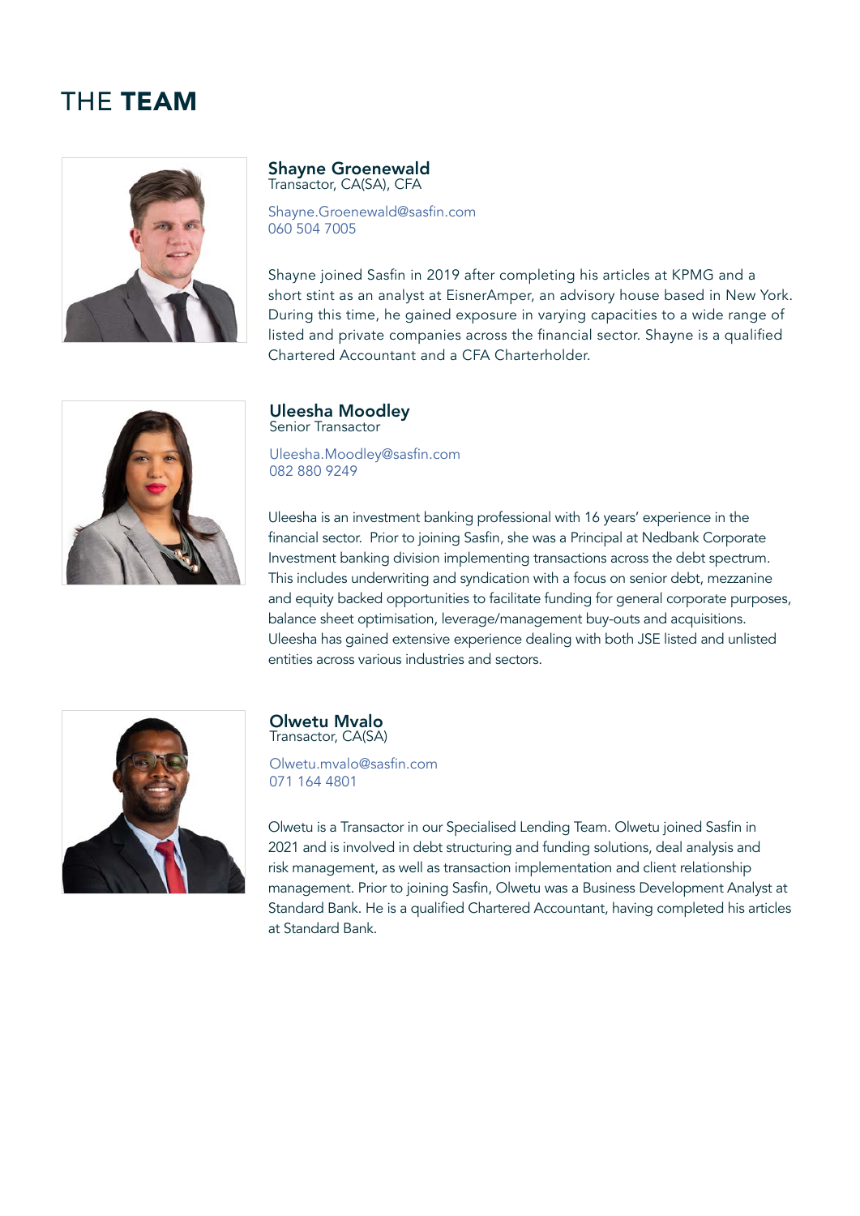# THE **TEAM**

### Shayne Groenewald
Transactor, CA(SA), CFA

Shayne.Groenewald@sasfin.com
060 504 7005

Shayne joined Sasfin in 2019 after completing his articles at KPMG and a short stint as an analyst at EisnerAmper, an advisory house based in New York. During this time, he gained exposure in varying capacities to a wide range of listed and private companies across the financial sector. Shayne is a qualified Chartered Accountant and a CFA Charterholder.

### Uleesha Moodley
Senior Transactor

Uleesha.Moodley@sasfin.com
082 880 9249

Uleesha is an investment banking professional with 16 years' experience in the financial sector. Prior to joining Sasfin, she was a Principal at Nedbank Corporate Investment banking division implementing transactions across the debt spectrum. This includes underwriting and syndication with a focus on senior debt, mezzanine and equity backed opportunities to facilitate funding for general corporate purposes, balance sheet optimisation, leverage/management buy-outs and acquisitions. Uleesha has gained extensive experience dealing with both JSE listed and unlisted entities across various industries and sectors.

### Olwetu Mvalo
Transactor, CA(SA)

Olwetu.mvalo@sasfin.com
071 164 4801

Olwetu is a Transactor in our Specialised Lending Team. Olwetu joined Sasfin in 2021 and is involved in debt structuring and funding solutions, deal analysis and risk management, as well as transaction implementation and client relationship management. Prior to joining Sasfin, Olwetu was a Business Development Analyst at Standard Bank. He is a qualified Chartered Accountant, having completed his articles at Standard Bank.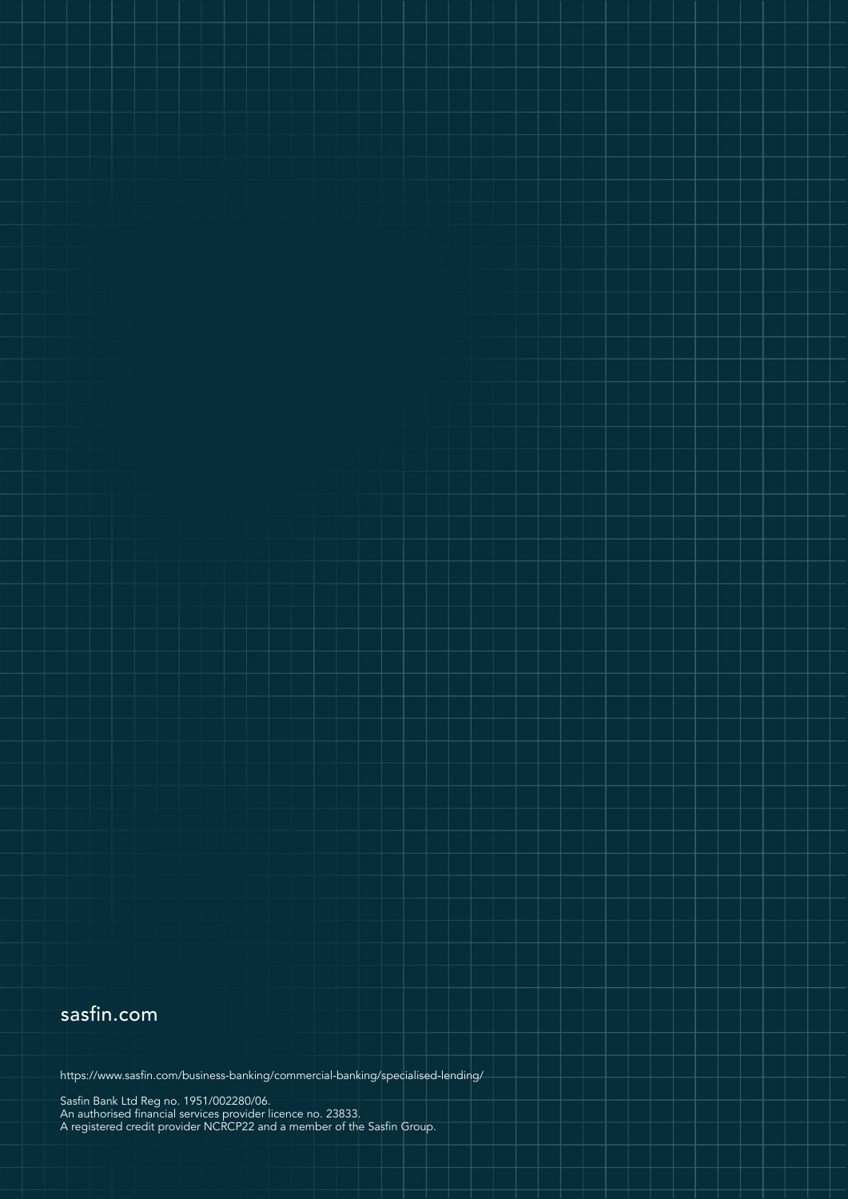sasfin.com

https://www.sasfin.com/business-banking/commercial-banking/specialised-lending/

Sasfin Bank Ltd Reg no. 1951/002280/06.
An authorised financial services provider licence no. 23833.
A registered credit provider NCRCP22 and a member of the Sasfin Group.